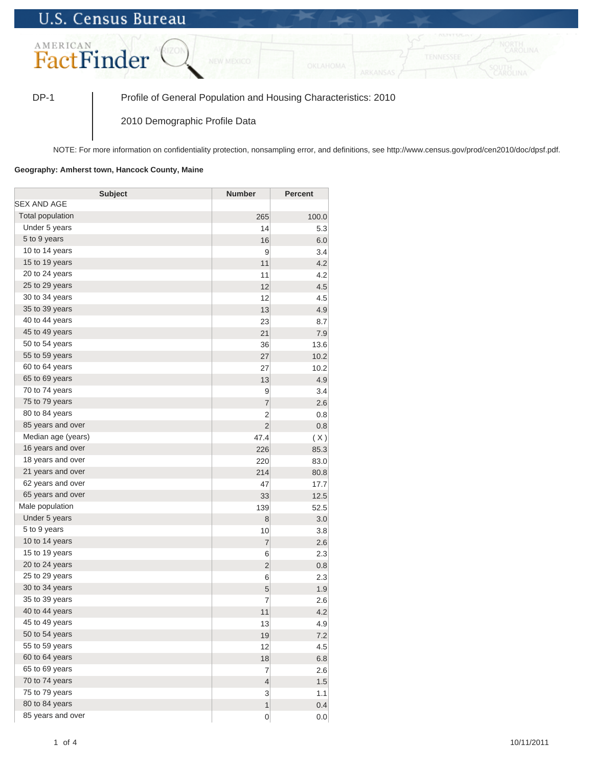U.S. Census Bureau

AMERICAN FactFinder

DP-1 | Profile of General Population and Housing Characteristics: 2010

2010 Demographic Profile Data

NOTE: For more information on confidentiality protection, nonsampling error, and definitions, see http://www.census.gov/prod/cen2010/doc/dpsf.pdf.

**Geography: Amherst town, Hancock County, Maine**

| Subject | Number | Percent |
|---|---|---|
| SEX AND AGE | | |
| Total population | 265 | 100.0 |
| Under 5 years | 14 | 5.3 |
| 5 to 9 years | 16 | 6.0 |
| 10 to 14 years | 9 | 3.4 |
| 15 to 19 years | 11 | 4.2 |
| 20 to 24 years | 11 | 4.2 |
| 25 to 29 years | 12 | 4.5 |
| 30 to 34 years | 12 | 4.5 |
| 35 to 39 years | 13 | 4.9 |
| 40 to 44 years | 23 | 8.7 |
| 45 to 49 years | 21 | 7.9 |
| 50 to 54 years | 36 | 13.6 |
| 55 to 59 years | 27 | 10.2 |
| 60 to 64 years | 27 | 10.2 |
| 65 to 69 years | 13 | 4.9 |
| 70 to 74 years | 9 | 3.4 |
| 75 to 79 years | 7 | 2.6 |
| 80 to 84 years | 2 | 0.8 |
| 85 years and over | 2 | 0.8 |
| Median age (years) | 47.4 | ( X ) |
| 16 years and over | 226 | 85.3 |
| 18 years and over | 220 | 83.0 |
| 21 years and over | 214 | 80.8 |
| 62 years and over | 47 | 17.7 |
| 65 years and over | 33 | 12.5 |
| Male population | 139 | 52.5 |
| Under 5 years | 8 | 3.0 |
| 5 to 9 years | 10 | 3.8 |
| 10 to 14 years | 7 | 2.6 |
| 15 to 19 years | 6 | 2.3 |
| 20 to 24 years | 2 | 0.8 |
| 25 to 29 years | 6 | 2.3 |
| 30 to 34 years | 5 | 1.9 |
| 35 to 39 years | 7 | 2.6 |
| 40 to 44 years | 11 | 4.2 |
| 45 to 49 years | 13 | 4.9 |
| 50 to 54 years | 19 | 7.2 |
| 55 to 59 years | 12 | 4.5 |
| 60 to 64 years | 18 | 6.8 |
| 65 to 69 years | 7 | 2.6 |
| 70 to 74 years | 4 | 1.5 |
| 75 to 79 years | 3 | 1.1 |
| 80 to 84 years | 1 | 0.4 |
| 85 years and over | 0 | 0.0 |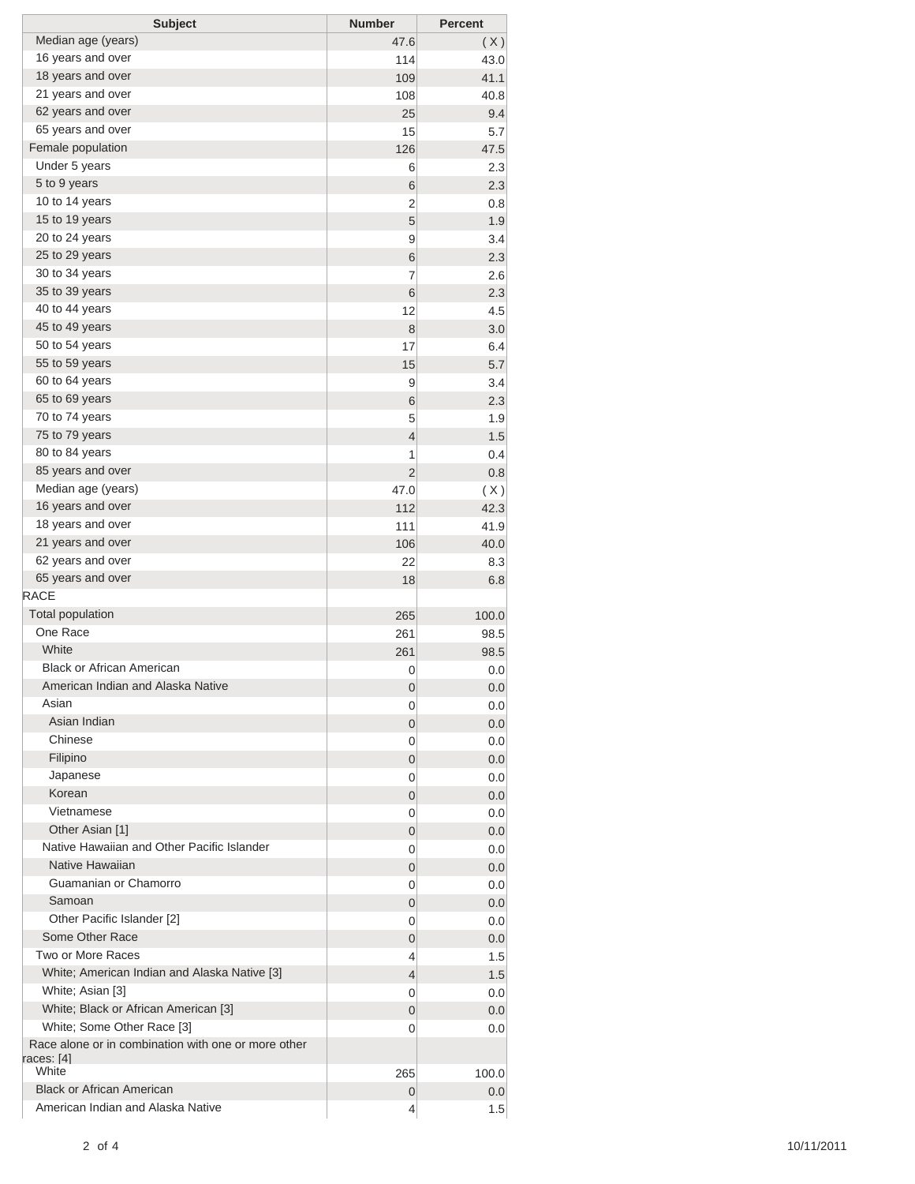| Subject | Number | Percent |
| --- | --- | --- |
| Median age (years) | 47.6 | ( X ) |
| 16 years and over | 114 | 43.0 |
| 18 years and over | 109 | 41.1 |
| 21 years and over | 108 | 40.8 |
| 62 years and over | 25 | 9.4 |
| 65 years and over | 15 | 5.7 |
| Female population | 126 | 47.5 |
| Under 5 years | 6 | 2.3 |
| 5 to 9 years | 6 | 2.3 |
| 10 to 14 years | 2 | 0.8 |
| 15 to 19 years | 5 | 1.9 |
| 20 to 24 years | 9 | 3.4 |
| 25 to 29 years | 6 | 2.3 |
| 30 to 34 years | 7 | 2.6 |
| 35 to 39 years | 6 | 2.3 |
| 40 to 44 years | 12 | 4.5 |
| 45 to 49 years | 8 | 3.0 |
| 50 to 54 years | 17 | 6.4 |
| 55 to 59 years | 15 | 5.7 |
| 60 to 64 years | 9 | 3.4 |
| 65 to 69 years | 6 | 2.3 |
| 70 to 74 years | 5 | 1.9 |
| 75 to 79 years | 4 | 1.5 |
| 80 to 84 years | 1 | 0.4 |
| 85 years and over | 2 | 0.8 |
| Median age (years) | 47.0 | ( X ) |
| 16 years and over | 112 | 42.3 |
| 18 years and over | 111 | 41.9 |
| 21 years and over | 106 | 40.0 |
| 62 years and over | 22 | 8.3 |
| 65 years and over | 18 | 6.8 |
| RACE | | |
| Total population | 265 | 100.0 |
| One Race | 261 | 98.5 |
| White | 261 | 98.5 |
| Black or African American | 0 | 0.0 |
| American Indian and Alaska Native | 0 | 0.0 |
| Asian | 0 | 0.0 |
| Asian Indian | 0 | 0.0 |
| Chinese | 0 | 0.0 |
| Filipino | 0 | 0.0 |
| Japanese | 0 | 0.0 |
| Korean | 0 | 0.0 |
| Vietnamese | 0 | 0.0 |
| Other Asian [1] | 0 | 0.0 |
| Native Hawaiian and Other Pacific Islander | 0 | 0.0 |
| Native Hawaiian | 0 | 0.0 |
| Guamanian or Chamorro | 0 | 0.0 |
| Samoan | 0 | 0.0 |
| Other Pacific Islander [2] | 0 | 0.0 |
| Some Other Race | 0 | 0.0 |
| Two or More Races | 4 | 1.5 |
| White; American Indian and Alaska Native [3] | 4 | 1.5 |
| White; Asian [3] | 0 | 0.0 |
| White; Black or African American [3] | 0 | 0.0 |
| White; Some Other Race [3] | 0 | 0.0 |
| Race alone or in combination with one or more other races: [4] | | |
| White | 265 | 100.0 |
| Black or African American | 0 | 0.0 |
| American Indian and Alaska Native | 4 | 1.5 |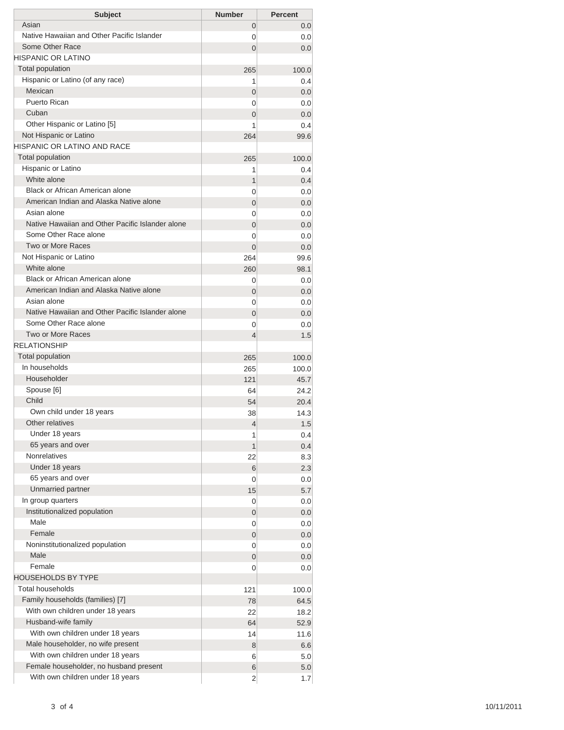| Subject | Number | Percent |
|---|---|---|
| Asian | 0 | 0.0 |
| Native Hawaiian and Other Pacific Islander | 0 | 0.0 |
| Some Other Race | 0 | 0.0 |
| HISPANIC OR LATINO | | |
| Total population | 265 | 100.0 |
| Hispanic or Latino (of any race) | 1 | 0.4 |
| Mexican | 0 | 0.0 |
| Puerto Rican | 0 | 0.0 |
| Cuban | 0 | 0.0 |
| Other Hispanic or Latino [5] | 1 | 0.4 |
| Not Hispanic or Latino | 264 | 99.6 |
| HISPANIC OR LATINO AND RACE | | |
| Total population | 265 | 100.0 |
| Hispanic or Latino | 1 | 0.4 |
| White alone | 1 | 0.4 |
| Black or African American alone | 0 | 0.0 |
| American Indian and Alaska Native alone | 0 | 0.0 |
| Asian alone | 0 | 0.0 |
| Native Hawaiian and Other Pacific Islander alone | 0 | 0.0 |
| Some Other Race alone | 0 | 0.0 |
| Two or More Races | 0 | 0.0 |
| Not Hispanic or Latino | 264 | 99.6 |
| White alone | 260 | 98.1 |
| Black or African American alone | 0 | 0.0 |
| American Indian and Alaska Native alone | 0 | 0.0 |
| Asian alone | 0 | 0.0 |
| Native Hawaiian and Other Pacific Islander alone | 0 | 0.0 |
| Some Other Race alone | 0 | 0.0 |
| Two or More Races | 4 | 1.5 |
| RELATIONSHIP | | |
| Total population | 265 | 100.0 |
| In households | 265 | 100.0 |
| Householder | 121 | 45.7 |
| Spouse [6] | 64 | 24.2 |
| Child | 54 | 20.4 |
| Own child under 18 years | 38 | 14.3 |
| Other relatives | 4 | 1.5 |
| Under 18 years | 1 | 0.4 |
| 65 years and over | 1 | 0.4 |
| Nonrelatives | 22 | 8.3 |
| Under 18 years | 6 | 2.3 |
| 65 years and over | 0 | 0.0 |
| Unmarried partner | 15 | 5.7 |
| In group quarters | 0 | 0.0 |
| Institutionalized population | 0 | 0.0 |
| Male | 0 | 0.0 |
| Female | 0 | 0.0 |
| Noninstitutionalized population | 0 | 0.0 |
| Male | 0 | 0.0 |
| Female | 0 | 0.0 |
| HOUSEHOLDS BY TYPE | | |
| Total households | 121 | 100.0 |
| Family households (families) [7] | 78 | 64.5 |
| With own children under 18 years | 22 | 18.2 |
| Husband-wife family | 64 | 52.9 |
| With own children under 18 years | 14 | 11.6 |
| Male householder, no wife present | 8 | 6.6 |
| With own children under 18 years | 6 | 5.0 |
| Female householder, no husband present | 6 | 5.0 |
| With own children under 18 years | 2 | 1.7 |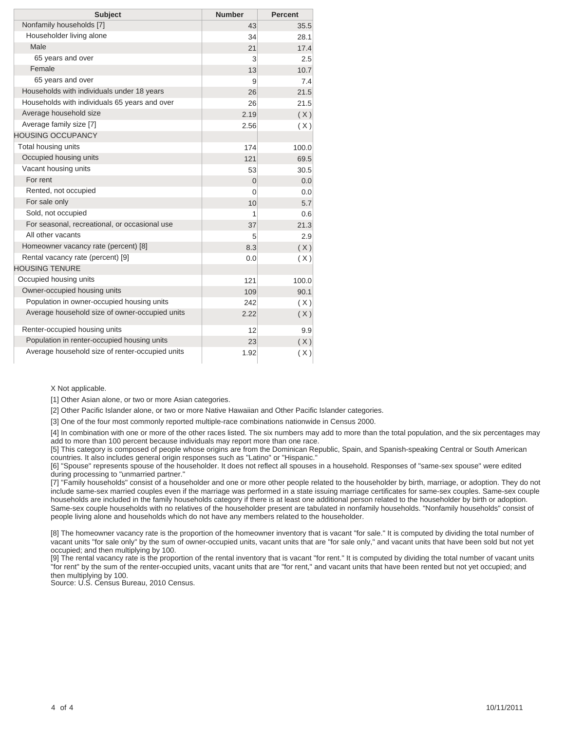| Subject | Number | Percent |
|---|---|---|
| Nonfamily households [7] | 43 | 35.5 |
| Householder living alone | 34 | 28.1 |
| Male | 21 | 17.4 |
| 65 years and over | 3 | 2.5 |
| Female | 13 | 10.7 |
| 65 years and over | 9 | 7.4 |
| Households with individuals under 18 years | 26 | 21.5 |
| Households with individuals 65 years and over | 26 | 21.5 |
| Average household size | 2.19 | ( X ) |
| Average family size [7] | 2.56 | ( X ) |
| HOUSING OCCUPANCY | | |
| Total housing units | 174 | 100.0 |
| Occupied housing units | 121 | 69.5 |
| Vacant housing units | 53 | 30.5 |
| For rent | 0 | 0.0 |
| Rented, not occupied | 0 | 0.0 |
| For sale only | 10 | 5.7 |
| Sold, not occupied | 1 | 0.6 |
| For seasonal, recreational, or occasional use | 37 | 21.3 |
| All other vacants | 5 | 2.9 |
| Homeowner vacancy rate (percent) [8] | 8.3 | ( X ) |
| Rental vacancy rate (percent) [9] | 0.0 | ( X ) |
| HOUSING TENURE | | |
| Occupied housing units | 121 | 100.0 |
| Owner-occupied housing units | 109 | 90.1 |
| Population in owner-occupied housing units | 242 | ( X ) |
| Average household size of owner-occupied units | 2.22 | ( X ) |
| Renter-occupied housing units | 12 | 9.9 |
| Population in renter-occupied housing units | 23 | ( X ) |
| Average household size of renter-occupied units | 1.92 | ( X ) |

X Not applicable.

[1] Other Asian alone, or two or more Asian categories.

[2] Other Pacific Islander alone, or two or more Native Hawaiian and Other Pacific Islander categories.

[3] One of the four most commonly reported multiple-race combinations nationwide in Census 2000.

[4] In combination with one or more of the other races listed. The six numbers may add to more than the total population, and the six percentages may add to more than 100 percent because individuals may report more than one race.

[5] This category is composed of people whose origins are from the Dominican Republic, Spain, and Spanish-speaking Central or South American countries. It also includes general origin responses such as "Latino" or "Hispanic."

[6] "Spouse" represents spouse of the householder. It does not reflect all spouses in a household. Responses of "same-sex spouse" were edited during processing to "unmarried partner."

[7] "Family households" consist of a householder and one or more other people related to the householder by birth, marriage, or adoption. They do not include same-sex married couples even if the marriage was performed in a state issuing marriage certificates for same-sex couples. Same-sex couple households are included in the family households category if there is at least one additional person related to the householder by birth or adoption. Same-sex couple households with no relatives of the householder present are tabulated in nonfamily households. "Nonfamily households" consist of people living alone and households which do not have any members related to the householder.

[8] The homeowner vacancy rate is the proportion of the homeowner inventory that is vacant "for sale." It is computed by dividing the total number of vacant units "for sale only" by the sum of owner-occupied units, vacant units that are "for sale only," and vacant units that have been sold but not yet occupied; and then multiplying by 100.

[9] The rental vacancy rate is the proportion of the rental inventory that is vacant "for rent." It is computed by dividing the total number of vacant units "for rent" by the sum of the renter-occupied units, vacant units that are "for rent," and vacant units that have been rented but not yet occupied; and then multiplying by 100.

Source: U.S. Census Bureau, 2010 Census.